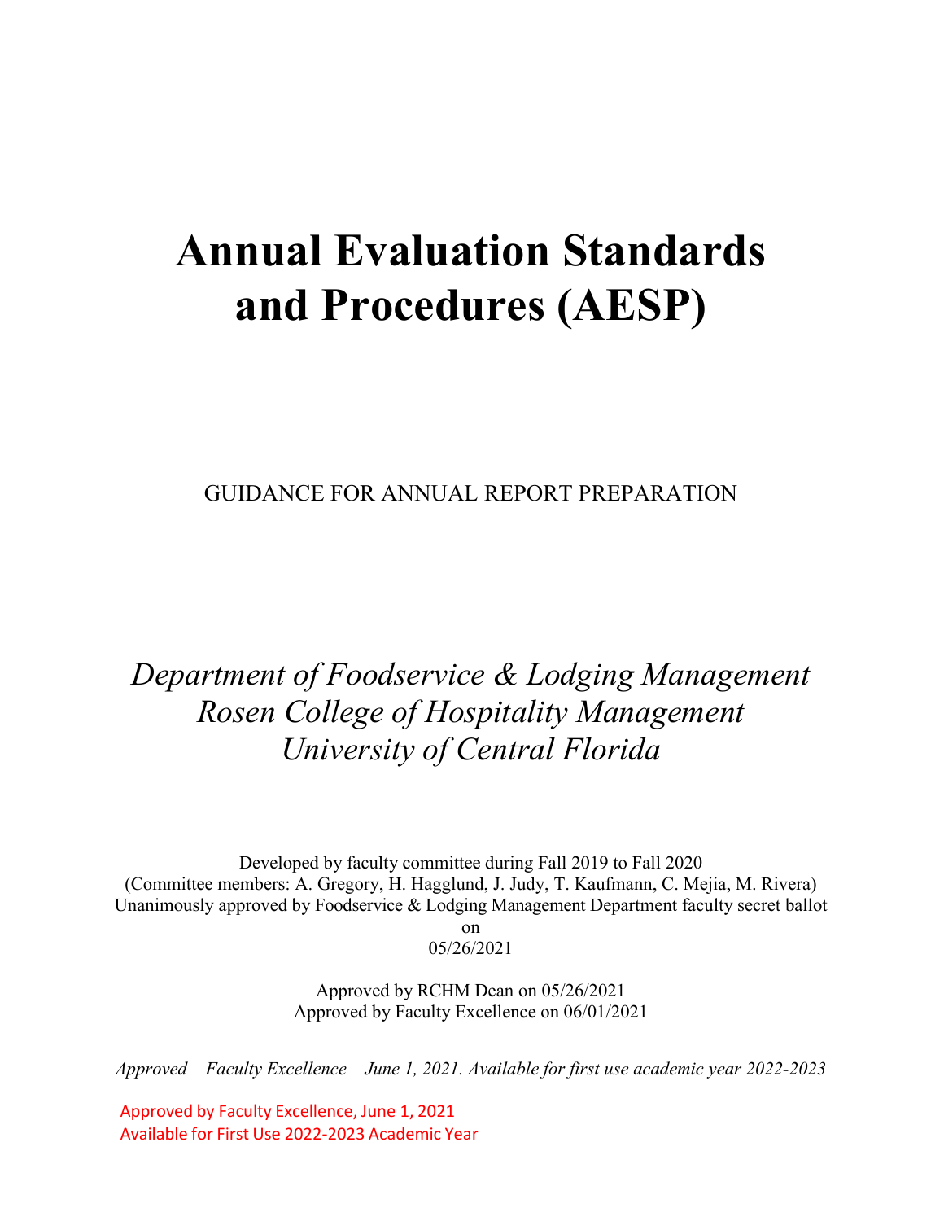# Annual Evaluation Standards and Procedures (AESP)

GUIDANCE FOR ANNUAL REPORT PREPARATION

*Department of Foodservice & Lodging Management*
*Rosen College of Hospitality Management*
*University of Central Florida*

Developed by faculty committee during Fall 2019 to Fall 2020
(Committee members: A. Gregory, H. Hagglund, J. Judy, T. Kaufmann, C. Mejia, M. Rivera)
Unanimously approved by Foodservice & Lodging Management Department faculty secret ballot on
05/26/2021

Approved by RCHM Dean on 05/26/2021
Approved by Faculty Excellence on 06/01/2021

*Approved – Faculty Excellence – June 1, 2021. Available for first use academic year 2022-2023*

Approved by Faculty Excellence, June 1, 2021
Available for First Use 2022-2023 Academic Year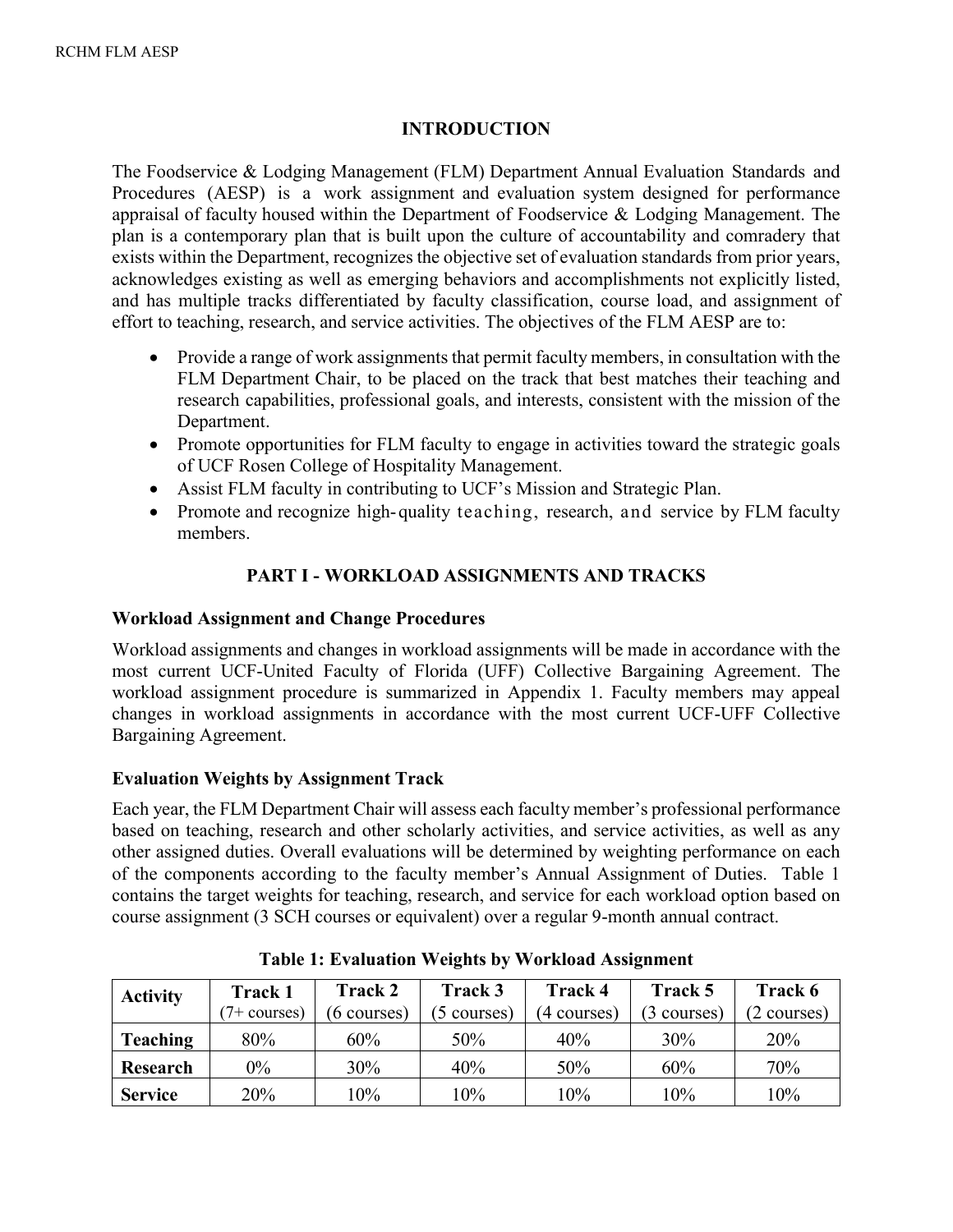## INTRODUCTION

The Foodservice & Lodging Management (FLM) Department Annual Evaluation Standards and Procedures (AESP) is a work assignment and evaluation system designed for performance appraisal of faculty housed within the Department of Foodservice & Lodging Management. The plan is a contemporary plan that is built upon the culture of accountability and comradery that exists within the Department, recognizes the objective set of evaluation standards from prior years, acknowledges existing as well as emerging behaviors and accomplishments not explicitly listed, and has multiple tracks differentiated by faculty classification, course load, and assignment of effort to teaching, research, and service activities. The objectives of the FLM AESP are to:

- Provide a range of work assignments that permit faculty members, in consultation with the FLM Department Chair, to be placed on the track that best matches their teaching and research capabilities, professional goals, and interests, consistent with the mission of the Department.
- Promote opportunities for FLM faculty to engage in activities toward the strategic goals of UCF Rosen College of Hospitality Management.
- Assist FLM faculty in contributing to UCF's Mission and Strategic Plan.
- Promote and recognize high-quality teaching, research, and service by FLM faculty members.

## PART I - WORKLOAD ASSIGNMENTS AND TRACKS

### Workload Assignment and Change Procedures

Workload assignments and changes in workload assignments will be made in accordance with the most current UCF-United Faculty of Florida (UFF) Collective Bargaining Agreement. The workload assignment procedure is summarized in Appendix 1. Faculty members may appeal changes in workload assignments in accordance with the most current UCF-UFF Collective Bargaining Agreement.

### Evaluation Weights by Assignment Track

Each year, the FLM Department Chair will assess each faculty member's professional performance based on teaching, research and other scholarly activities, and service activities, as well as any other assigned duties. Overall evaluations will be determined by weighting performance on each of the components according to the faculty member's Annual Assignment of Duties. Table 1 contains the target weights for teaching, research, and service for each workload option based on course assignment (3 SCH courses or equivalent) over a regular 9-month annual contract.

**Table 1: Evaluation Weights by Workload Assignment**

| Activity | Track 1 (7+ courses) | Track 2 (6 courses) | Track 3 (5 courses) | Track 4 (4 courses) | Track 5 (3 courses) | Track 6 (2 courses) |
|---|---|---|---|---|---|---|
| **Teaching** | 80% | 60% | 50% | 40% | 30% | 20% |
| **Research** | 0% | 30% | 40% | 50% | 60% | 70% |
| **Service** | 20% | 10% | 10% | 10% | 10% | 10% |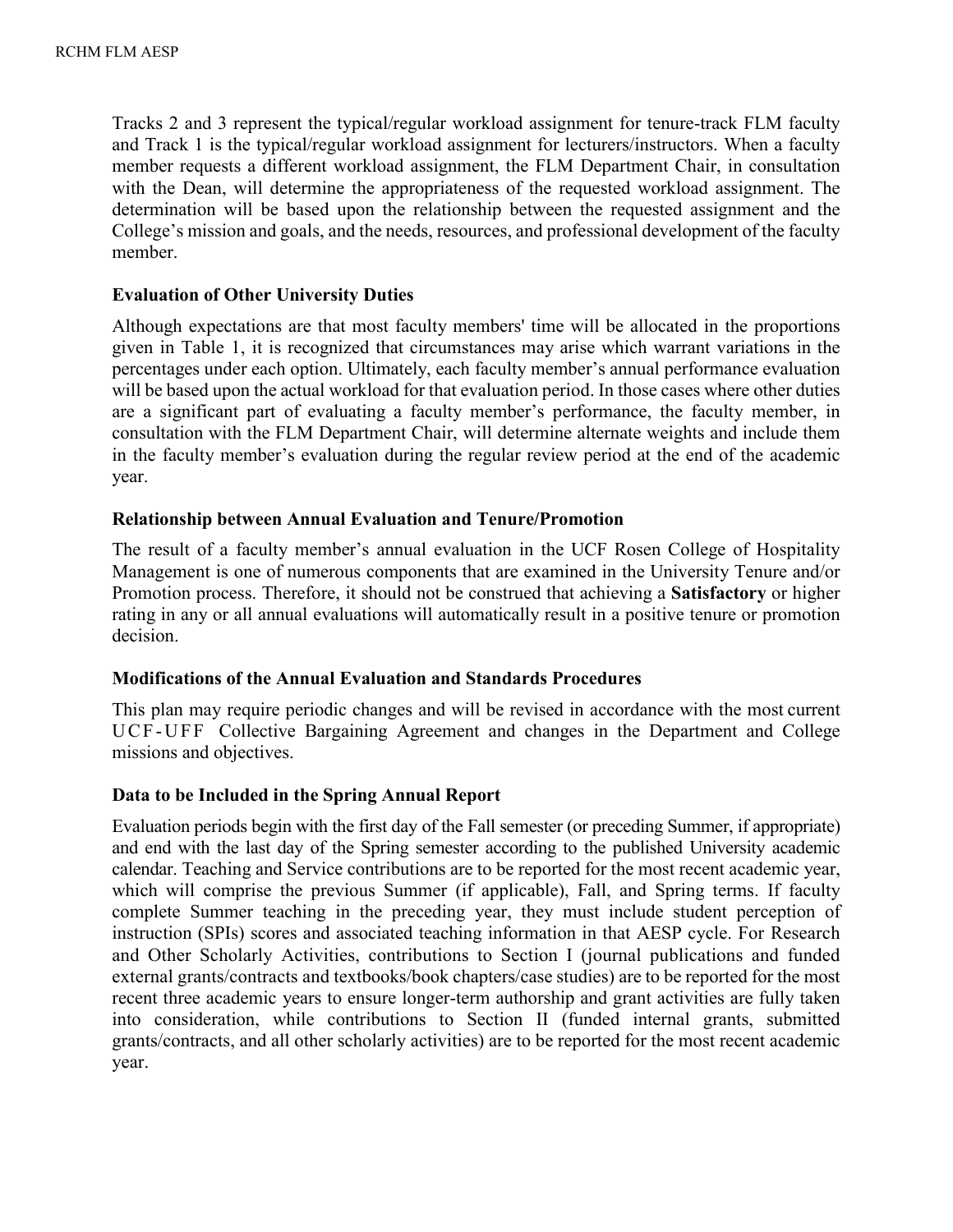Tracks 2 and 3 represent the typical/regular workload assignment for tenure-track FLM faculty and Track 1 is the typical/regular workload assignment for lecturers/instructors. When a faculty member requests a different workload assignment, the FLM Department Chair, in consultation with the Dean, will determine the appropriateness of the requested workload assignment. The determination will be based upon the relationship between the requested assignment and the College's mission and goals, and the needs, resources, and professional development of the faculty member.

### Evaluation of Other University Duties

Although expectations are that most faculty members' time will be allocated in the proportions given in Table 1, it is recognized that circumstances may arise which warrant variations in the percentages under each option. Ultimately, each faculty member's annual performance evaluation will be based upon the actual workload for that evaluation period. In those cases where other duties are a significant part of evaluating a faculty member's performance, the faculty member, in consultation with the FLM Department Chair, will determine alternate weights and include them in the faculty member's evaluation during the regular review period at the end of the academic year.

### Relationship between Annual Evaluation and Tenure/Promotion

The result of a faculty member's annual evaluation in the UCF Rosen College of Hospitality Management is one of numerous components that are examined in the University Tenure and/or Promotion process. Therefore, it should not be construed that achieving a **Satisfactory** or higher rating in any or all annual evaluations will automatically result in a positive tenure or promotion decision.

### Modifications of the Annual Evaluation and Standards Procedures

This plan may require periodic changes and will be revised in accordance with the most current UCF-UFF Collective Bargaining Agreement and changes in the Department and College missions and objectives.

### Data to be Included in the Spring Annual Report

Evaluation periods begin with the first day of the Fall semester (or preceding Summer, if appropriate) and end with the last day of the Spring semester according to the published University academic calendar. Teaching and Service contributions are to be reported for the most recent academic year, which will comprise the previous Summer (if applicable), Fall, and Spring terms. If faculty complete Summer teaching in the preceding year, they must include student perception of instruction (SPIs) scores and associated teaching information in that AESP cycle. For Research and Other Scholarly Activities, contributions to Section I (journal publications and funded external grants/contracts and textbooks/book chapters/case studies) are to be reported for the most recent three academic years to ensure longer-term authorship and grant activities are fully taken into consideration, while contributions to Section II (funded internal grants, submitted grants/contracts, and all other scholarly activities) are to be reported for the most recent academic year.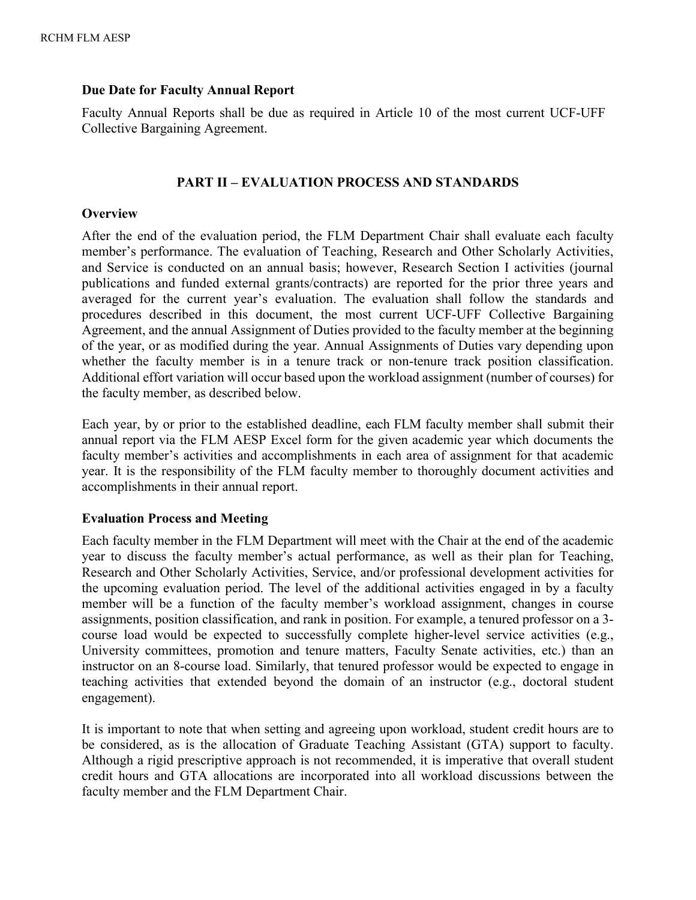### Due Date for Faculty Annual Report

Faculty Annual Reports shall be due as required in Article 10 of the most current UCF-UFF Collective Bargaining Agreement.

## PART II – EVALUATION PROCESS AND STANDARDS

### Overview

After the end of the evaluation period, the FLM Department Chair shall evaluate each faculty member's performance. The evaluation of Teaching, Research and Other Scholarly Activities, and Service is conducted on an annual basis; however, Research Section I activities (journal publications and funded external grants/contracts) are reported for the prior three years and averaged for the current year's evaluation. The evaluation shall follow the standards and procedures described in this document, the most current UCF-UFF Collective Bargaining Agreement, and the annual Assignment of Duties provided to the faculty member at the beginning of the year, or as modified during the year. Annual Assignments of Duties vary depending upon whether the faculty member is in a tenure track or non-tenure track position classification. Additional effort variation will occur based upon the workload assignment (number of courses) for the faculty member, as described below.

Each year, by or prior to the established deadline, each FLM faculty member shall submit their annual report via the FLM AESP Excel form for the given academic year which documents the faculty member's activities and accomplishments in each area of assignment for that academic year. It is the responsibility of the FLM faculty member to thoroughly document activities and accomplishments in their annual report.

### Evaluation Process and Meeting

Each faculty member in the FLM Department will meet with the Chair at the end of the academic year to discuss the faculty member's actual performance, as well as their plan for Teaching, Research and Other Scholarly Activities, Service, and/or professional development activities for the upcoming evaluation period. The level of the additional activities engaged in by a faculty member will be a function of the faculty member's workload assignment, changes in course assignments, position classification, and rank in position. For example, a tenured professor on a 3-course load would be expected to successfully complete higher-level service activities (e.g., University committees, promotion and tenure matters, Faculty Senate activities, etc.) than an instructor on an 8-course load. Similarly, that tenured professor would be expected to engage in teaching activities that extended beyond the domain of an instructor (e.g., doctoral student engagement).

It is important to note that when setting and agreeing upon workload, student credit hours are to be considered, as is the allocation of Graduate Teaching Assistant (GTA) support to faculty. Although a rigid prescriptive approach is not recommended, it is imperative that overall student credit hours and GTA allocations are incorporated into all workload discussions between the faculty member and the FLM Department Chair.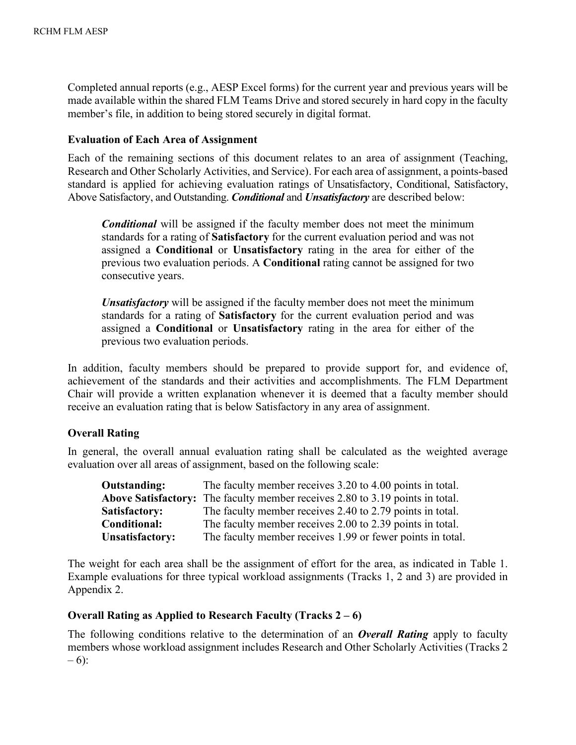Completed annual reports (e.g., AESP Excel forms) for the current year and previous years will be made available within the shared FLM Teams Drive and stored securely in hard copy in the faculty member's file, in addition to being stored securely in digital format.

**Evaluation of Each Area of Assignment**

Each of the remaining sections of this document relates to an area of assignment (Teaching, Research and Other Scholarly Activities, and Service). For each area of assignment, a points-based standard is applied for achieving evaluation ratings of Unsatisfactory, Conditional, Satisfactory, Above Satisfactory, and Outstanding. ***Conditional*** and ***Unsatisfactory*** are described below:

> ***Conditional*** will be assigned if the faculty member does not meet the minimum standards for a rating of **Satisfactory** for the current evaluation period and was not assigned a **Conditional** or **Unsatisfactory** rating in the area for either of the previous two evaluation periods. A **Conditional** rating cannot be assigned for two consecutive years.
>
> ***Unsatisfactory*** will be assigned if the faculty member does not meet the minimum standards for a rating of **Satisfactory** for the current evaluation period and was assigned a **Conditional** or **Unsatisfactory** rating in the area for either of the previous two evaluation periods.

In addition, faculty members should be prepared to provide support for, and evidence of, achievement of the standards and their activities and accomplishments. The FLM Department Chair will provide a written explanation whenever it is deemed that a faculty member should receive an evaluation rating that is below Satisfactory in any area of assignment.

**Overall Rating**

In general, the overall annual evaluation rating shall be calculated as the weighted average evaluation over all areas of assignment, based on the following scale:

| | |
|---|---|
| **Outstanding:** | The faculty member receives 3.20 to 4.00 points in total. |
| **Above Satisfactory:** | The faculty member receives 2.80 to 3.19 points in total. |
| **Satisfactory:** | The faculty member receives 2.40 to 2.79 points in total. |
| **Conditional:** | The faculty member receives 2.00 to 2.39 points in total. |
| **Unsatisfactory:** | The faculty member receives 1.99 or fewer points in total. |

The weight for each area shall be the assignment of effort for the area, as indicated in Table 1. Example evaluations for three typical workload assignments (Tracks 1, 2 and 3) are provided in Appendix 2.

**Overall Rating as Applied to Research Faculty (Tracks 2 – 6)**

The following conditions relative to the determination of an ***Overall Rating*** apply to faculty members whose workload assignment includes Research and Other Scholarly Activities (Tracks 2 – 6):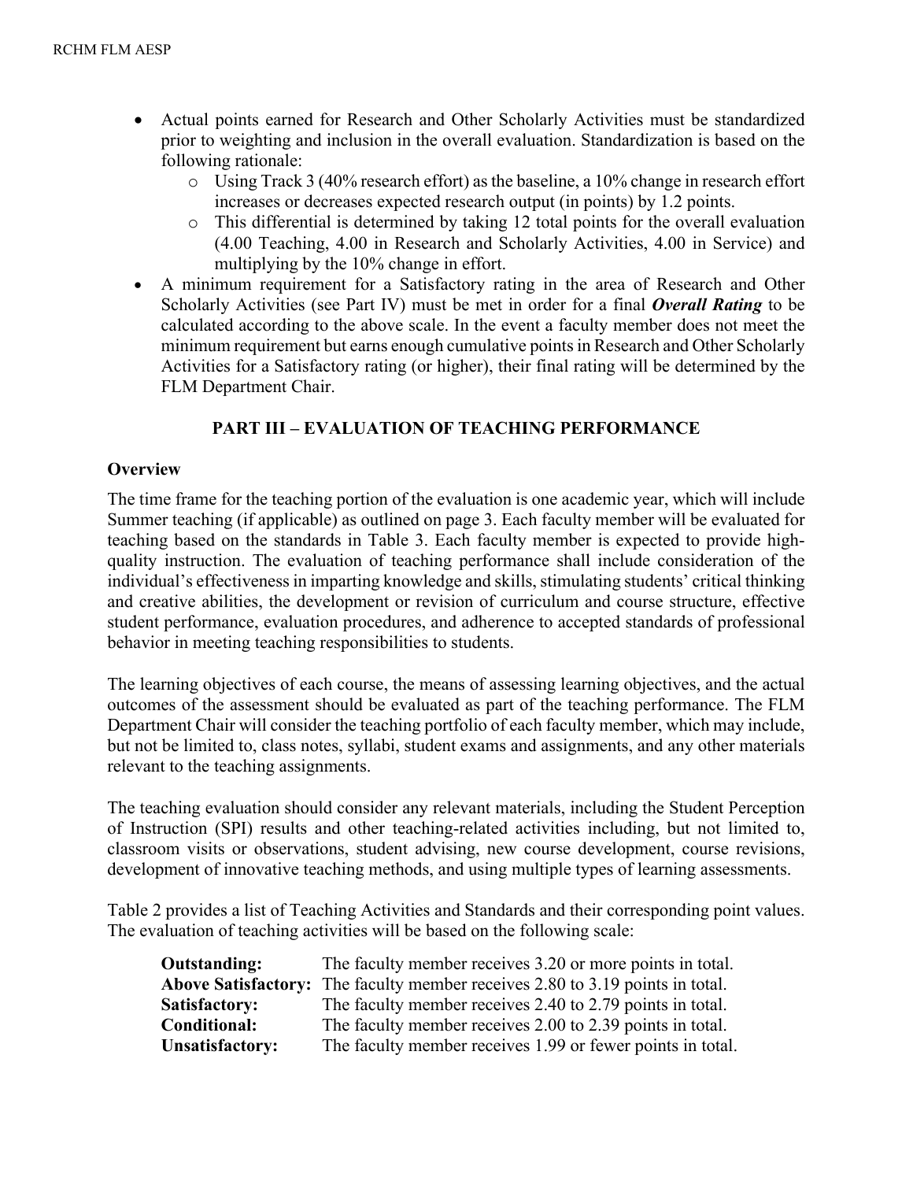- Actual points earned for Research and Other Scholarly Activities must be standardized prior to weighting and inclusion in the overall evaluation. Standardization is based on the following rationale:
  - Using Track 3 (40% research effort) as the baseline, a 10% change in research effort increases or decreases expected research output (in points) by 1.2 points.
  - This differential is determined by taking 12 total points for the overall evaluation (4.00 Teaching, 4.00 in Research and Scholarly Activities, 4.00 in Service) and multiplying by the 10% change in effort.
- A minimum requirement for a Satisfactory rating in the area of Research and Other Scholarly Activities (see Part IV) must be met in order for a final ***Overall Rating*** to be calculated according to the above scale. In the event a faculty member does not meet the minimum requirement but earns enough cumulative points in Research and Other Scholarly Activities for a Satisfactory rating (or higher), their final rating will be determined by the FLM Department Chair.

## PART III – EVALUATION OF TEACHING PERFORMANCE

**Overview**

The time frame for the teaching portion of the evaluation is one academic year, which will include Summer teaching (if applicable) as outlined on page 3. Each faculty member will be evaluated for teaching based on the standards in Table 3. Each faculty member is expected to provide high-quality instruction. The evaluation of teaching performance shall include consideration of the individual's effectiveness in imparting knowledge and skills, stimulating students' critical thinking and creative abilities, the development or revision of curriculum and course structure, effective student performance, evaluation procedures, and adherence to accepted standards of professional behavior in meeting teaching responsibilities to students.

The learning objectives of each course, the means of assessing learning objectives, and the actual outcomes of the assessment should be evaluated as part of the teaching performance. The FLM Department Chair will consider the teaching portfolio of each faculty member, which may include, but not be limited to, class notes, syllabi, student exams and assignments, and any other materials relevant to the teaching assignments.

The teaching evaluation should consider any relevant materials, including the Student Perception of Instruction (SPI) results and other teaching-related activities including, but not limited to, classroom visits or observations, student advising, new course development, course revisions, development of innovative teaching methods, and using multiple types of learning assessments.

Table 2 provides a list of Teaching Activities and Standards and their corresponding point values. The evaluation of teaching activities will be based on the following scale:

**Outstanding:** The faculty member receives 3.20 or more points in total.
**Above Satisfactory:** The faculty member receives 2.80 to 3.19 points in total.
**Satisfactory:** The faculty member receives 2.40 to 2.79 points in total.
**Conditional:** The faculty member receives 2.00 to 2.39 points in total.
**Unsatisfactory:** The faculty member receives 1.99 or fewer points in total.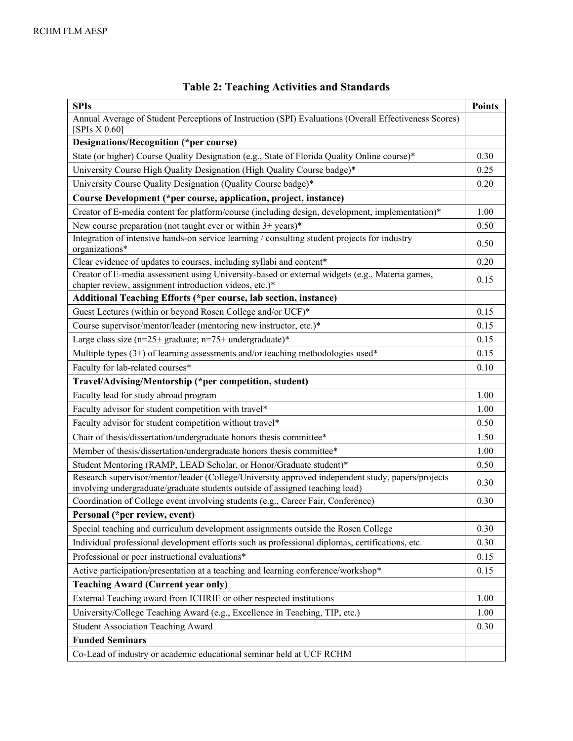## Table 2: Teaching Activities and Standards

| SPIs | Points |
|---|---|
| Annual Average of Student Perceptions of Instruction (SPI) Evaluations (Overall Effectiveness Scores) [SPIs X 0.60] | |
| **Designations/Recognition (*per course)** | |
| State (or higher) Course Quality Designation (e.g., State of Florida Quality Online course)* | 0.30 |
| University Course High Quality Designation (High Quality Course badge)* | 0.25 |
| University Course Quality Designation (Quality Course badge)* | 0.20 |
| **Course Development (*per course, application, project, instance)** | |
| Creator of E-media content for platform/course (including design, development, implementation)* | 1.00 |
| New course preparation (not taught ever or within 3+ years)* | 0.50 |
| Integration of intensive hands-on service learning / consulting student projects for industry organizations* | 0.50 |
| Clear evidence of updates to courses, including syllabi and content* | 0.20 |
| Creator of E-media assessment using University-based or external widgets (e.g., Materia games, chapter review, assignment introduction videos, etc.)* | 0.15 |
| **Additional Teaching Efforts (*per course, lab section, instance)** | |
| Guest Lectures (within or beyond Rosen College and/or UCF)* | 0.15 |
| Course supervisor/mentor/leader (mentoring new instructor, etc.)* | 0.15 |
| Large class size (n=25+ graduate; n=75+ undergraduate)* | 0.15 |
| Multiple types (3+) of learning assessments and/or teaching methodologies used* | 0.15 |
| Faculty for lab-related courses* | 0.10 |
| **Travel/Advising/Mentorship (*per competition, student)** | |
| Faculty lead for study abroad program | 1.00 |
| Faculty advisor for student competition with travel* | 1.00 |
| Faculty advisor for student competition without travel* | 0.50 |
| Chair of thesis/dissertation/undergraduate honors thesis committee* | 1.50 |
| Member of thesis/dissertation/undergraduate honors thesis committee* | 1.00 |
| Student Mentoring (RAMP, LEAD Scholar, or Honor/Graduate student)* | 0.50 |
| Research supervisor/mentor/leader (College/University approved independent study, papers/projects involving undergraduate/graduate students outside of assigned teaching load) | 0.30 |
| Coordination of College event involving students (e.g., Career Fair, Conference) | 0.30 |
| **Personal (*per review, event)** | |
| Special teaching and curriculum development assignments outside the Rosen College | 0.30 |
| Individual professional development efforts such as professional diplomas, certifications, etc. | 0.30 |
| Professional or peer instructional evaluations* | 0.15 |
| Active participation/presentation at a teaching and learning conference/workshop* | 0.15 |
| **Teaching Award (Current year only)** | |
| External Teaching award from ICHRIE or other respected institutions | 1.00 |
| University/College Teaching Award (e.g., Excellence in Teaching, TIP, etc.) | 1.00 |
| Student Association Teaching Award | 0.30 |
| **Funded Seminars** | |
| Co-Lead of industry or academic educational seminar held at UCF RCHM | |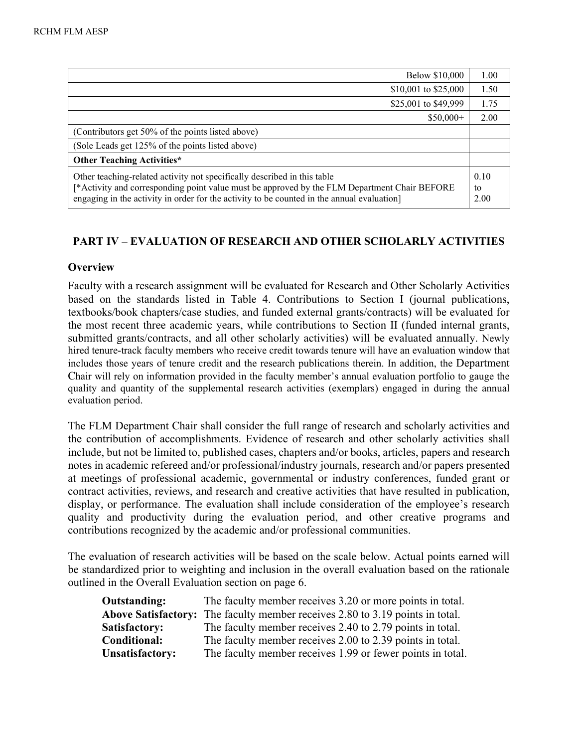| | |
|---|---|
| Below $10,000 | 1.00 |
| $10,001 to $25,000 | 1.50 |
| $25,001 to $49,999 | 1.75 |
| $50,000+ | 2.00 |
| (Contributors get 50% of the points listed above) | |
| (Sole Leads get 125% of the points listed above) | |
| **Other Teaching Activities*** | |
| Other teaching-related activity not specifically described in this table [*Activity and corresponding point value must be approved by the FLM Department Chair BEFORE engaging in the activity in order for the activity to be counted in the annual evaluation] | 0.10 to 2.00 |

## PART IV – EVALUATION OF RESEARCH AND OTHER SCHOLARLY ACTIVITIES

### Overview

Faculty with a research assignment will be evaluated for Research and Other Scholarly Activities based on the standards listed in Table 4. Contributions to Section I (journal publications, textbooks/book chapters/case studies, and funded external grants/contracts) will be evaluated for the most recent three academic years, while contributions to Section II (funded internal grants, submitted grants/contracts, and all other scholarly activities) will be evaluated annually. Newly hired tenure-track faculty members who receive credit towards tenure will have an evaluation window that includes those years of tenure credit and the research publications therein. In addition, the Department Chair will rely on information provided in the faculty member's annual evaluation portfolio to gauge the quality and quantity of the supplemental research activities (exemplars) engaged in during the annual evaluation period.

The FLM Department Chair shall consider the full range of research and scholarly activities and the contribution of accomplishments. Evidence of research and other scholarly activities shall include, but not be limited to, published cases, chapters and/or books, articles, papers and research notes in academic refereed and/or professional/industry journals, research and/or papers presented at meetings of professional academic, governmental or industry conferences, funded grant or contract activities, reviews, and research and creative activities that have resulted in publication, display, or performance. The evaluation shall include consideration of the employee's research quality and productivity during the evaluation period, and other creative programs and contributions recognized by the academic and/or professional communities.

The evaluation of research activities will be based on the scale below. Actual points earned will be standardized prior to weighting and inclusion in the overall evaluation based on the rationale outlined in the Overall Evaluation section on page 6.

**Outstanding:** The faculty member receives 3.20 or more points in total.
**Above Satisfactory:** The faculty member receives 2.80 to 3.19 points in total.
**Satisfactory:** The faculty member receives 2.40 to 2.79 points in total.
**Conditional:** The faculty member receives 2.00 to 2.39 points in total.
**Unsatisfactory:** The faculty member receives 1.99 or fewer points in total.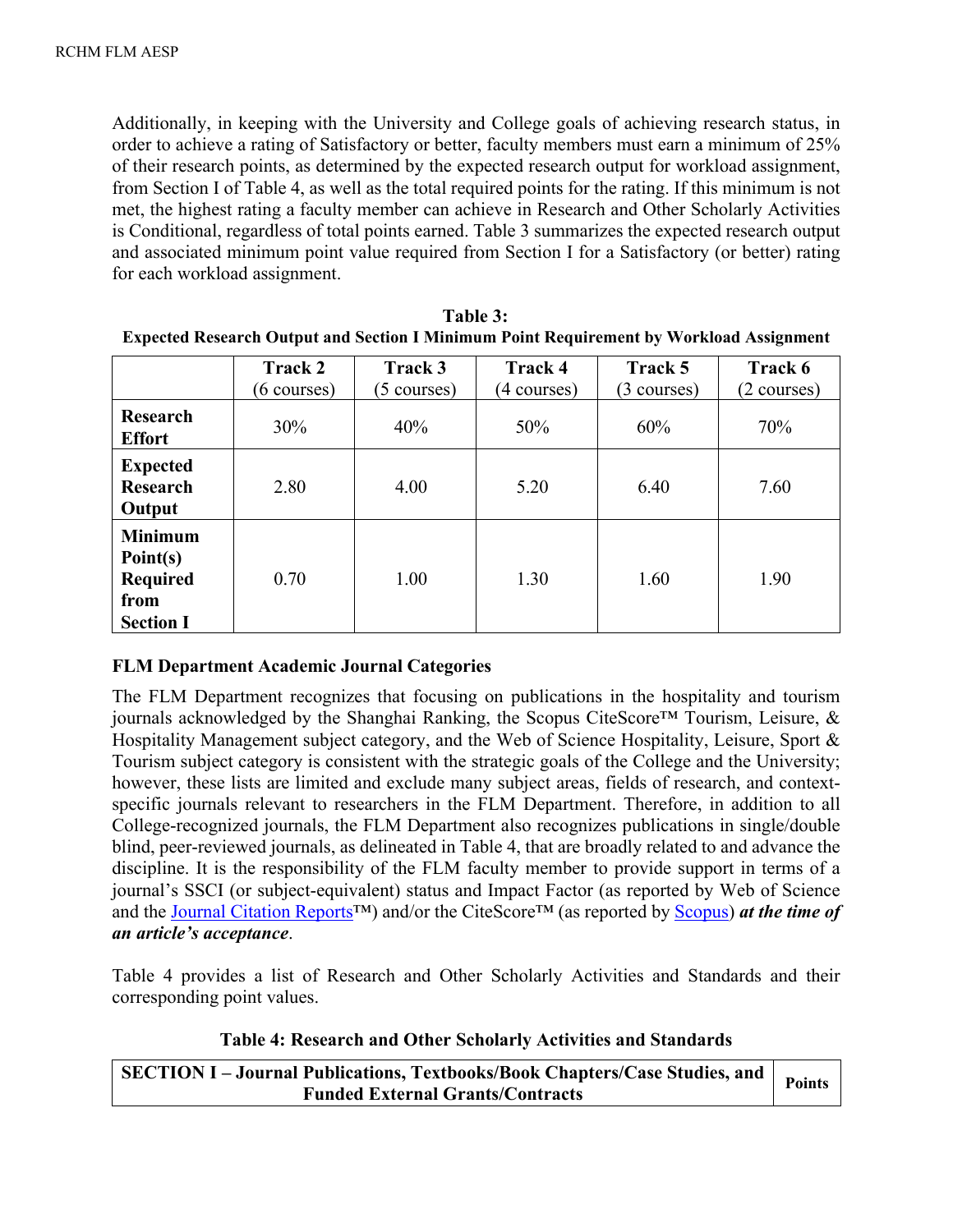Additionally, in keeping with the University and College goals of achieving research status, in order to achieve a rating of Satisfactory or better, faculty members must earn a minimum of 25% of their research points, as determined by the expected research output for workload assignment, from Section I of Table 4, as well as the total required points for the rating. If this minimum is not met, the highest rating a faculty member can achieve in Research and Other Scholarly Activities is Conditional, regardless of total points earned. Table 3 summarizes the expected research output and associated minimum point value required from Section I for a Satisfactory (or better) rating for each workload assignment.

**Table 3:**
**Expected Research Output and Section I Minimum Point Requirement by Workload Assignment**

| | **Track 2** (6 courses) | **Track 3** (5 courses) | **Track 4** (4 courses) | **Track 5** (3 courses) | **Track 6** (2 courses) |
|---|---|---|---|---|---|
| **Research Effort** | 30% | 40% | 50% | 60% | 70% |
| **Expected Research Output** | 2.80 | 4.00 | 5.20 | 6.40 | 7.60 |
| **Minimum Point(s) Required from Section I** | 0.70 | 1.00 | 1.30 | 1.60 | 1.90 |

**FLM Department Academic Journal Categories**

The FLM Department recognizes that focusing on publications in the hospitality and tourism journals acknowledged by the Shanghai Ranking, the Scopus CiteScore™ Tourism, Leisure, & Hospitality Management subject category, and the Web of Science Hospitality, Leisure, Sport & Tourism subject category is consistent with the strategic goals of the College and the University; however, these lists are limited and exclude many subject areas, fields of research, and context-specific journals relevant to researchers in the FLM Department. Therefore, in addition to all College-recognized journals, the FLM Department also recognizes publications in single/double blind, peer-reviewed journals, as delineated in Table 4, that are broadly related to and advance the discipline. It is the responsibility of the FLM faculty member to provide support in terms of a journal's SSCI (or subject-equivalent) status and Impact Factor (as reported by Web of Science and the Journal Citation Reports™) and/or the CiteScore™ (as reported by Scopus) ***at the time of an article's acceptance***.

Table 4 provides a list of Research and Other Scholarly Activities and Standards and their corresponding point values.

**Table 4: Research and Other Scholarly Activities and Standards**

| **SECTION I – Journal Publications, Textbooks/Book Chapters/Case Studies, and Funded External Grants/Contracts** | **Points** |
|---|---|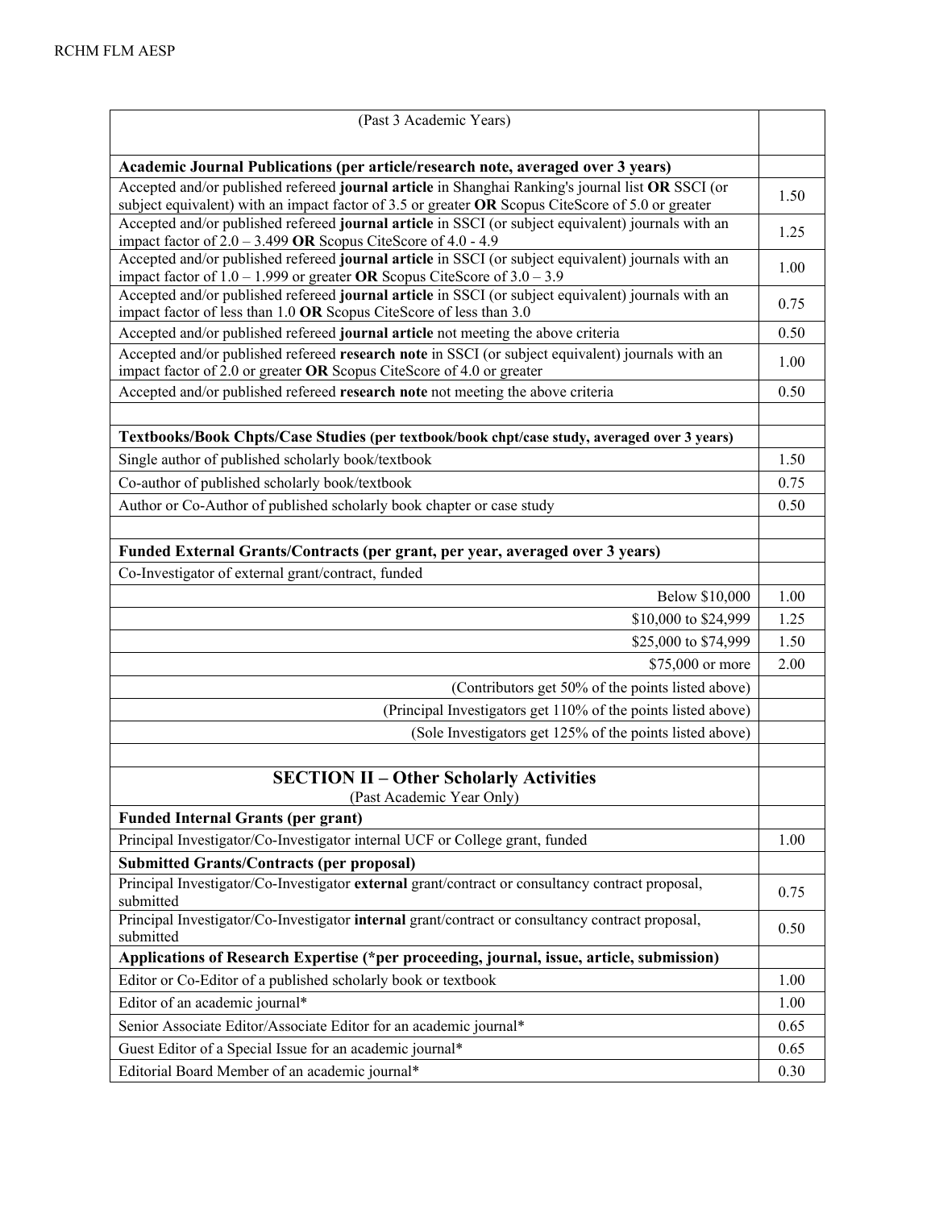| (Past 3 Academic Years) | |
|---|---|
| **Academic Journal Publications (per article/research note, averaged over 3 years)** | |
| Accepted and/or published refereed **journal article** in Shanghai Ranking's journal list **OR** SSCI (or subject equivalent) with an impact factor of 3.5 or greater **OR** Scopus CiteScore of 5.0 or greater | 1.50 |
| Accepted and/or published refereed **journal article** in SSCI (or subject equivalent) journals with an impact factor of 2.0 – 3.499 **OR** Scopus CiteScore of 4.0 - 4.9 | 1.25 |
| Accepted and/or published refereed **journal article** in SSCI (or subject equivalent) journals with an impact factor of 1.0 – 1.999 or greater **OR** Scopus CiteScore of 3.0 – 3.9 | 1.00 |
| Accepted and/or published refereed **journal article** in SSCI (or subject equivalent) journals with an impact factor of less than 1.0 **OR** Scopus CiteScore of less than 3.0 | 0.75 |
| Accepted and/or published refereed **journal article** not meeting the above criteria | 0.50 |
| Accepted and/or published refereed **research note** in SSCI (or subject equivalent) journals with an impact factor of 2.0 or greater **OR** Scopus CiteScore of 4.0 or greater | 1.00 |
| Accepted and/or published refereed **research note** not meeting the above criteria | 0.50 |
| | |
| **Textbooks/Book Chpts/Case Studies (per textbook/book chpt/case study, averaged over 3 years)** | |
| Single author of published scholarly book/textbook | 1.50 |
| Co-author of published scholarly book/textbook | 0.75 |
| Author or Co-Author of published scholarly book chapter or case study | 0.50 |
| | |
| **Funded External Grants/Contracts (per grant, per year, averaged over 3 years)** | |
| Co-Investigator of external grant/contract, funded | |
| Below $10,000 | 1.00 |
| $10,000 to $24,999 | 1.25 |
| $25,000 to $74,999 | 1.50 |
| $75,000 or more | 2.00 |
| (Contributors get 50% of the points listed above) | |
| (Principal Investigators get 110% of the points listed above) | |
| (Sole Investigators get 125% of the points listed above) | |
| | |
| **SECTION II – Other Scholarly Activities** (Past Academic Year Only) | |
| **Funded Internal Grants (per grant)** | |
| Principal Investigator/Co-Investigator internal UCF or College grant, funded | 1.00 |
| **Submitted Grants/Contracts (per proposal)** | |
| Principal Investigator/Co-Investigator **external** grant/contract or consultancy contract proposal, submitted | 0.75 |
| Principal Investigator/Co-Investigator **internal** grant/contract or consultancy contract proposal, submitted | 0.50 |
| **Applications of Research Expertise (*per proceeding, journal, issue, article, submission)** | |
| Editor or Co-Editor of a published scholarly book or textbook | 1.00 |
| Editor of an academic journal* | 1.00 |
| Senior Associate Editor/Associate Editor for an academic journal* | 0.65 |
| Guest Editor of a Special Issue for an academic journal* | 0.65 |
| Editorial Board Member of an academic journal* | 0.30 |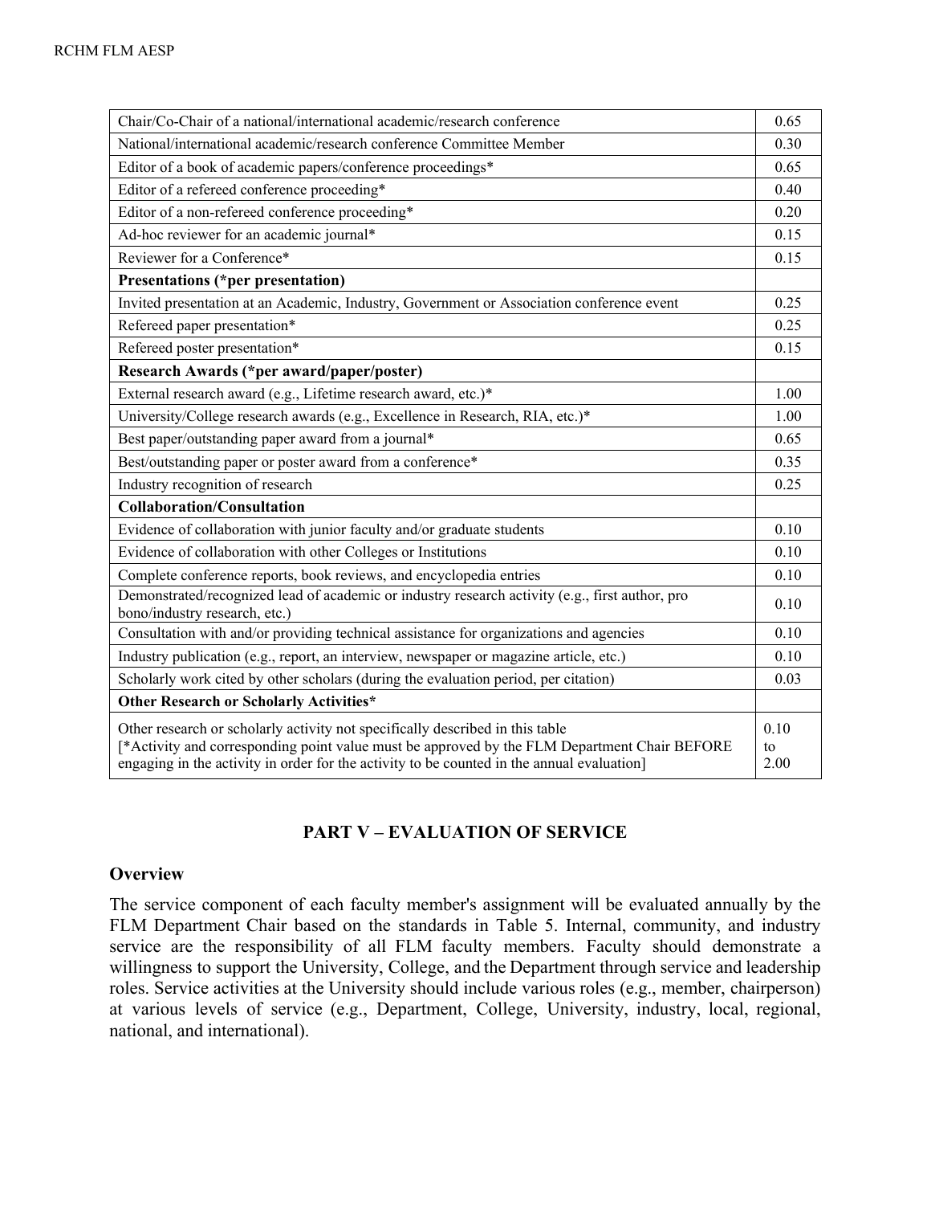| | |
|---|---|
| Chair/Co-Chair of a national/international academic/research conference | 0.65 |
| National/international academic/research conference Committee Member | 0.30 |
| Editor of a book of academic papers/conference proceedings* | 0.65 |
| Editor of a refereed conference proceeding* | 0.40 |
| Editor of a non-refereed conference proceeding* | 0.20 |
| Ad-hoc reviewer for an academic journal* | 0.15 |
| Reviewer for a Conference* | 0.15 |
| **Presentations (*per presentation)** | |
| Invited presentation at an Academic, Industry, Government or Association conference event | 0.25 |
| Refereed paper presentation* | 0.25 |
| Refereed poster presentation* | 0.15 |
| **Research Awards (*per award/paper/poster)** | |
| External research award (e.g., Lifetime research award, etc.)* | 1.00 |
| University/College research awards (e.g., Excellence in Research, RIA, etc.)* | 1.00 |
| Best paper/outstanding paper award from a journal* | 0.65 |
| Best/outstanding paper or poster award from a conference* | 0.35 |
| Industry recognition of research | 0.25 |
| **Collaboration/Consultation** | |
| Evidence of collaboration with junior faculty and/or graduate students | 0.10 |
| Evidence of collaboration with other Colleges or Institutions | 0.10 |
| Complete conference reports, book reviews, and encyclopedia entries | 0.10 |
| Demonstrated/recognized lead of academic or industry research activity (e.g., first author, pro bono/industry research, etc.) | 0.10 |
| Consultation with and/or providing technical assistance for organizations and agencies | 0.10 |
| Industry publication (e.g., report, an interview, newspaper or magazine article, etc.) | 0.10 |
| Scholarly work cited by other scholars (during the evaluation period, per citation) | 0.03 |
| **Other Research or Scholarly Activities*** | |
| Other research or scholarly activity not specifically described in this table [*Activity and corresponding point value must be approved by the FLM Department Chair BEFORE engaging in the activity in order for the activity to be counted in the annual evaluation] | 0.10 to 2.00 |

## PART V – EVALUATION OF SERVICE

### Overview

The service component of each faculty member's assignment will be evaluated annually by the FLM Department Chair based on the standards in Table 5. Internal, community, and industry service are the responsibility of all FLM faculty members. Faculty should demonstrate a willingness to support the University, College, and the Department through service and leadership roles. Service activities at the University should include various roles (e.g., member, chairperson) at various levels of service (e.g., Department, College, University, industry, local, regional, national, and international).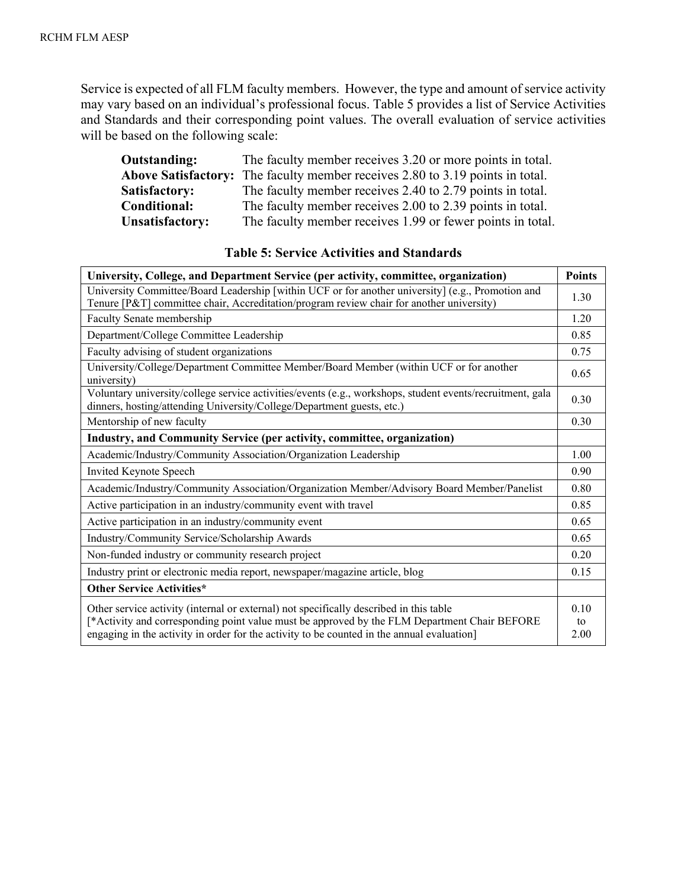Service is expected of all FLM faculty members. However, the type and amount of service activity may vary based on an individual's professional focus. Table 5 provides a list of Service Activities and Standards and their corresponding point values. The overall evaluation of service activities will be based on the following scale:

**Outstanding:** The faculty member receives 3.20 or more points in total.
**Above Satisfactory:** The faculty member receives 2.80 to 3.19 points in total.
**Satisfactory:** The faculty member receives 2.40 to 2.79 points in total.
**Conditional:** The faculty member receives 2.00 to 2.39 points in total.
**Unsatisfactory:** The faculty member receives 1.99 or fewer points in total.

**Table 5: Service Activities and Standards**

| University, College, and Department Service (per activity, committee, organization) | Points |
|---|---|
| University Committee/Board Leadership [within UCF or for another university] (e.g., Promotion and Tenure [P&T] committee chair, Accreditation/program review chair for another university) | 1.30 |
| Faculty Senate membership | 1.20 |
| Department/College Committee Leadership | 0.85 |
| Faculty advising of student organizations | 0.75 |
| University/College/Department Committee Member/Board Member (within UCF or for another university) | 0.65 |
| Voluntary university/college service activities/events (e.g., workshops, student events/recruitment, gala dinners, hosting/attending University/College/Department guests, etc.) | 0.30 |
| Mentorship of new faculty | 0.30 |
| **Industry, and Community Service (per activity, committee, organization)** | |
| Academic/Industry/Community Association/Organization Leadership | 1.00 |
| Invited Keynote Speech | 0.90 |
| Academic/Industry/Community Association/Organization Member/Advisory Board Member/Panelist | 0.80 |
| Active participation in an industry/community event with travel | 0.85 |
| Active participation in an industry/community event | 0.65 |
| Industry/Community Service/Scholarship Awards | 0.65 |
| Non-funded industry or community research project | 0.20 |
| Industry print or electronic media report, newspaper/magazine article, blog | 0.15 |
| **Other Service Activities*** | |
| Other service activity (internal or external) not specifically described in this table [*Activity and corresponding point value must be approved by the FLM Department Chair BEFORE engaging in the activity in order for the activity to be counted in the annual evaluation] | 0.10 to 2.00 |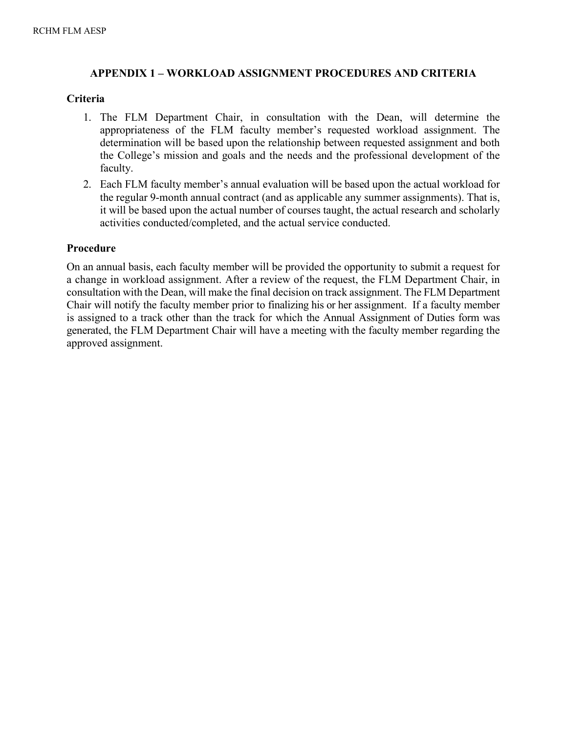## APPENDIX 1 – WORKLOAD ASSIGNMENT PROCEDURES AND CRITERIA

### Criteria

1. The FLM Department Chair, in consultation with the Dean, will determine the appropriateness of the FLM faculty member's requested workload assignment. The determination will be based upon the relationship between requested assignment and both the College's mission and goals and the needs and the professional development of the faculty.
2. Each FLM faculty member's annual evaluation will be based upon the actual workload for the regular 9-month annual contract (and as applicable any summer assignments). That is, it will be based upon the actual number of courses taught, the actual research and scholarly activities conducted/completed, and the actual service conducted.

### Procedure

On an annual basis, each faculty member will be provided the opportunity to submit a request for a change in workload assignment. After a review of the request, the FLM Department Chair, in consultation with the Dean, will make the final decision on track assignment. The FLM Department Chair will notify the faculty member prior to finalizing his or her assignment. If a faculty member is assigned to a track other than the track for which the Annual Assignment of Duties form was generated, the FLM Department Chair will have a meeting with the faculty member regarding the approved assignment.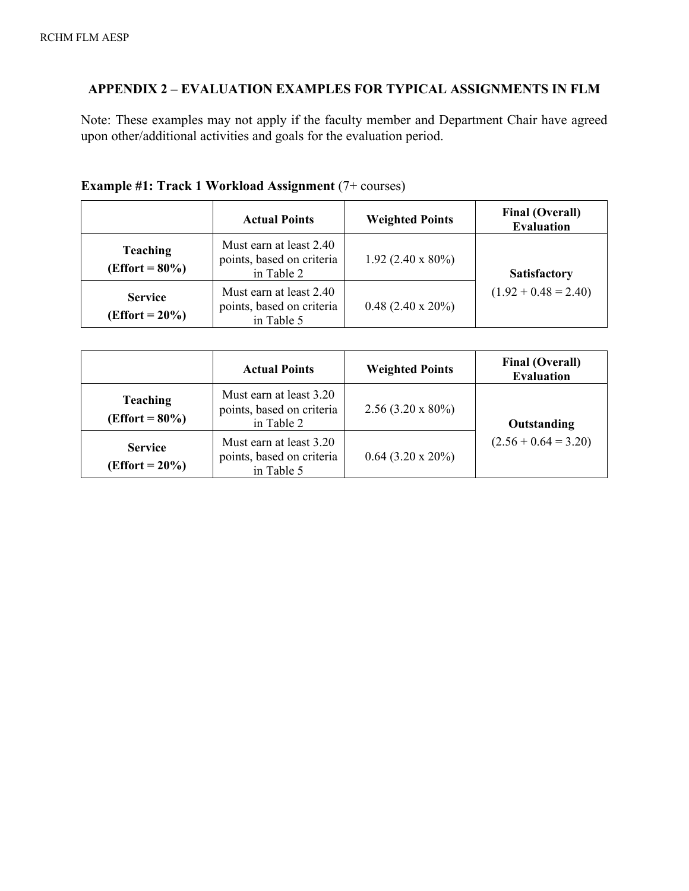## APPENDIX 2 – EVALUATION EXAMPLES FOR TYPICAL ASSIGNMENTS IN FLM

Note: These examples may not apply if the faculty member and Department Chair have agreed upon other/additional activities and goals for the evaluation period.

**Example #1: Track 1 Workload Assignment** (7+ courses)

| | **Actual Points** | **Weighted Points** | **Final (Overall) Evaluation** |
|---|---|---|---|
| **Teaching (Effort = 80%)** | Must earn at least 2.40 points, based on criteria in Table 2 | 1.92 (2.40 x 80%) | **Satisfactory** (1.92 + 0.48 = 2.40) |
| **Service (Effort = 20%)** | Must earn at least 2.40 points, based on criteria in Table 5 | 0.48 (2.40 x 20%) | |

| | **Actual Points** | **Weighted Points** | **Final (Overall) Evaluation** |
|---|---|---|---|
| **Teaching (Effort = 80%)** | Must earn at least 3.20 points, based on criteria in Table 2 | 2.56 (3.20 x 80%) | **Outstanding** (2.56 + 0.64 = 3.20) |
| **Service (Effort = 20%)** | Must earn at least 3.20 points, based on criteria in Table 5 | 0.64 (3.20 x 20%) | |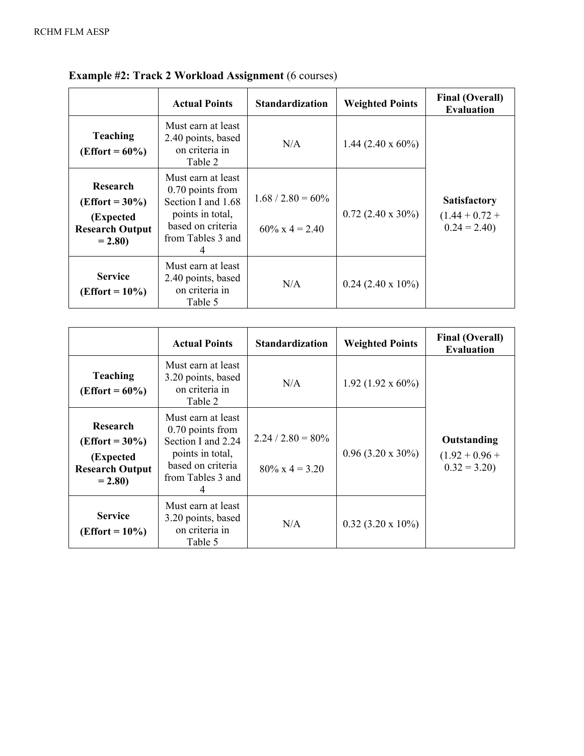**Example #2: Track 2 Workload Assignment** (6 courses)

| | Actual Points | Standardization | Weighted Points | Final (Overall) Evaluation |
|---|---|---|---|---|
| **Teaching (Effort = 60%)** | Must earn at least 2.40 points, based on criteria in Table 2 | N/A | 1.44 (2.40 x 60%) | **Satisfactory** (1.44 + 0.72 + 0.24 = 2.40) |
| **Research (Effort = 30%) (Expected Research Output = 2.80)** | Must earn at least 0.70 points from Section I and 1.68 points in total, based on criteria from Tables 3 and 4 | 1.68 / 2.80 = 60%<br>60% x 4 = 2.40 | 0.72 (2.40 x 30%) | |
| **Service (Effort = 10%)** | Must earn at least 2.40 points, based on criteria in Table 5 | N/A | 0.24 (2.40 x 10%) | |

| | Actual Points | Standardization | Weighted Points | Final (Overall) Evaluation |
|---|---|---|---|---|
| **Teaching (Effort = 60%)** | Must earn at least 3.20 points, based on criteria in Table 2 | N/A | 1.92 (1.92 x 60%) | **Outstanding** (1.92 + 0.96 + 0.32 = 3.20) |
| **Research (Effort = 30%) (Expected Research Output = 2.80)** | Must earn at least 0.70 points from Section I and 2.24 points in total, based on criteria from Tables 3 and 4 | 2.24 / 2.80 = 80%<br>80% x 4 = 3.20 | 0.96 (3.20 x 30%) | |
| **Service (Effort = 10%)** | Must earn at least 3.20 points, based on criteria in Table 5 | N/A | 0.32 (3.20 x 10%) | |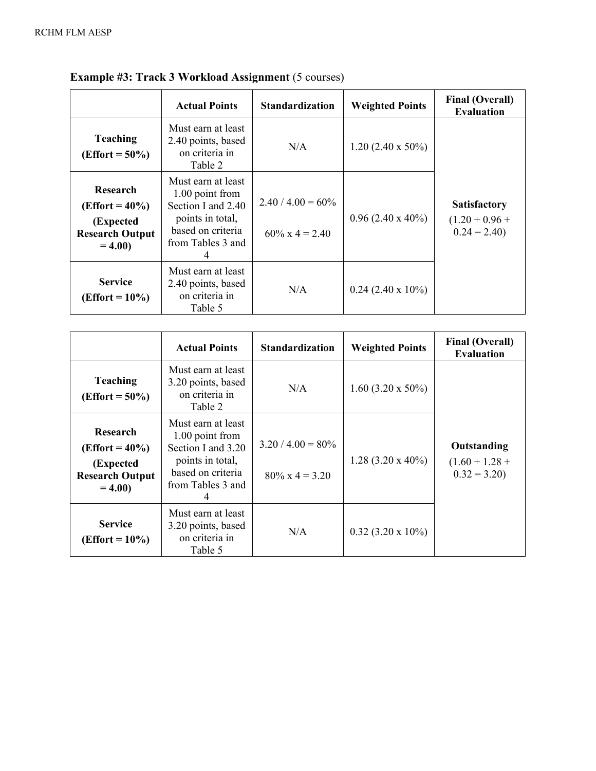**Example #3: Track 3 Workload Assignment** (5 courses)

| | Actual Points | Standardization | Weighted Points | Final (Overall) Evaluation |
|---|---|---|---|---|
| **Teaching (Effort = 50%)** | Must earn at least 2.40 points, based on criteria in Table 2 | N/A | 1.20 (2.40 x 50%) | **Satisfactory** (1.20 + 0.96 + 0.24 = 2.40) |
| **Research (Effort = 40%) (Expected Research Output = 4.00)** | Must earn at least 1.00 point from Section I and 2.40 points in total, based on criteria from Tables 3 and 4 | 2.40 / 4.00 = 60%<br>60% x 4 = 2.40 | 0.96 (2.40 x 40%) | |
| **Service (Effort = 10%)** | Must earn at least 2.40 points, based on criteria in Table 5 | N/A | 0.24 (2.40 x 10%) | |

| | Actual Points | Standardization | Weighted Points | Final (Overall) Evaluation |
|---|---|---|---|---|
| **Teaching (Effort = 50%)** | Must earn at least 3.20 points, based on criteria in Table 2 | N/A | 1.60 (3.20 x 50%) | **Outstanding** (1.60 + 1.28 + 0.32 = 3.20) |
| **Research (Effort = 40%) (Expected Research Output = 4.00)** | Must earn at least 1.00 point from Section I and 3.20 points in total, based on criteria from Tables 3 and 4 | 3.20 / 4.00 = 80%<br>80% x 4 = 3.20 | 1.28 (3.20 x 40%) | |
| **Service (Effort = 10%)** | Must earn at least 3.20 points, based on criteria in Table 5 | N/A | 0.32 (3.20 x 10%) | |